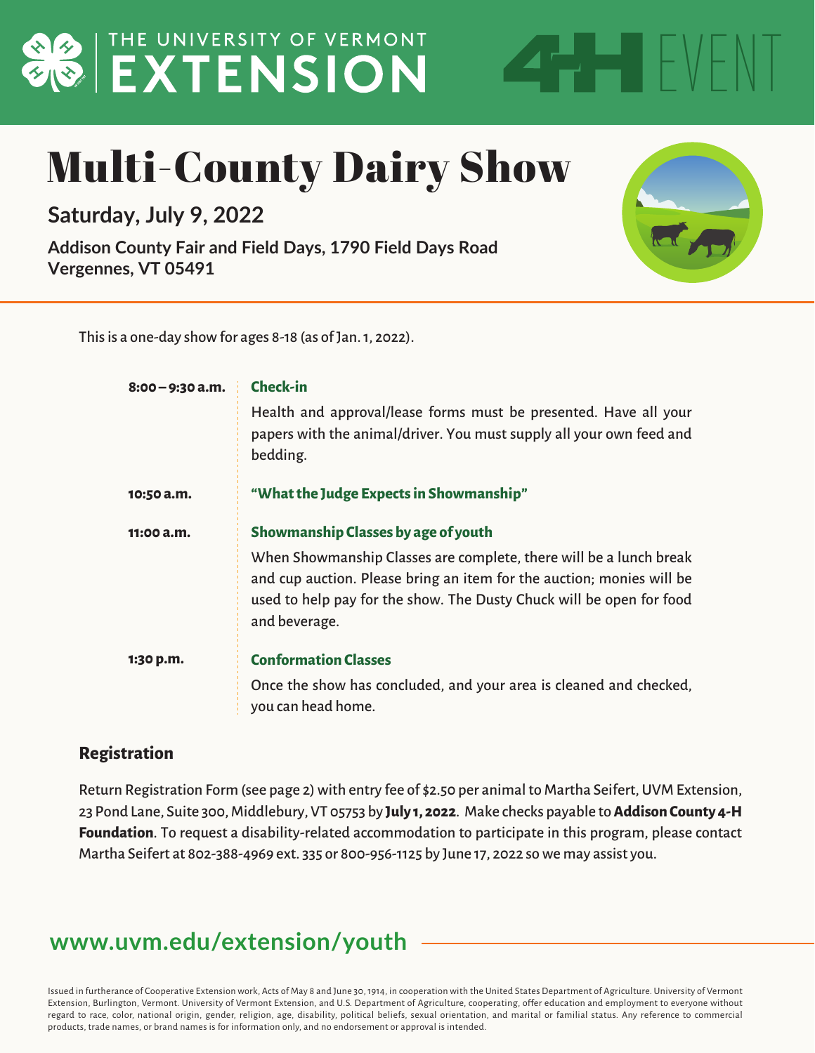THE UNIVERSITY OF VERMONT **EXTENSION** 4-H EVENT

# Multi-County Dairy Show

**Saturday, July 9, 2022**

**Addison County Fair and Field Days, 1790 Field Days Road
Vergennes, VT 05491**

This is a one-day show for ages 8-18 (as of Jan. 1, 2022).

**8:00 – 9:30 a.m.** **Check-in**

Health and approval/lease forms must be presented. Have all your papers with the animal/driver. You must supply all your own feed and bedding.

**10:50 a.m.** **"What the Judge Expects in Showmanship"**

**11:00 a.m.** **Showmanship Classes by age of youth**

When Showmanship Classes are complete, there will be a lunch break and cup auction. Please bring an item for the auction; monies will be used to help pay for the show. The Dusty Chuck will be open for food and beverage.

**1:30 p.m.** **Conformation Classes**

Once the show has concluded, and your area is cleaned and checked, you can head home.

## Registration

Return Registration Form (see page 2) with entry fee of $2.50 per animal to Martha Seifert, UVM Extension, 23 Pond Lane, Suite 300, Middlebury, VT 05753 by **July 1, 2022**. Make checks payable to **Addison County 4-H Foundation**. To request a disability-related accommodation to participate in this program, please contact Martha Seifert at 802-388-4969 ext. 335 or 800-956-1125 by June 17, 2022 so we may assist you.

## www.uvm.edu/extension/youth

Issued in furtherance of Cooperative Extension work, Acts of May 8 and June 30, 1914, in cooperation with the United States Department of Agriculture. University of Vermont Extension, Burlington, Vermont. University of Vermont Extension, and U.S. Department of Agriculture, cooperating, offer education and employment to everyone without regard to race, color, national origin, gender, religion, age, disability, political beliefs, sexual orientation, and marital or familial status. Any reference to commercial products, trade names, or brand names is for information only, and no endorsement or approval is intended.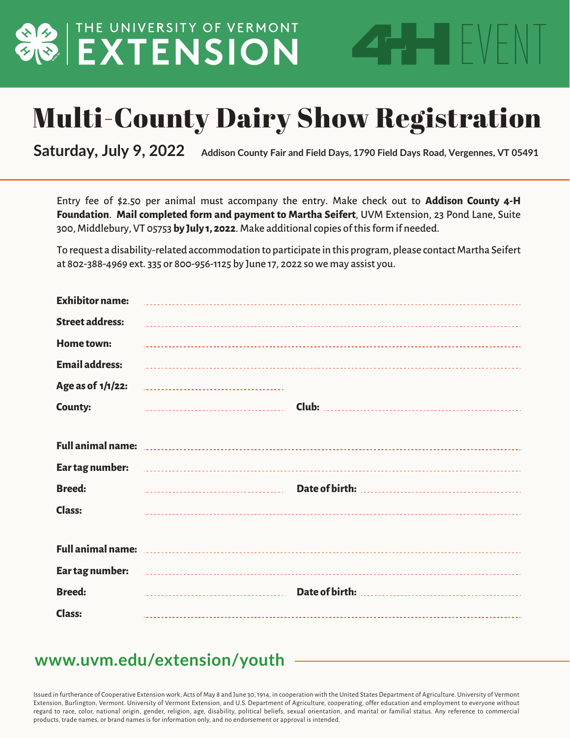THE UNIVERSITY OF VERMONT **EXTENSION** 4-H EVENT

# Multi-County Dairy Show Registration

**Saturday, July 9, 2022** **Addison County Fair and Field Days, 1790 Field Days Road, Vergennes, VT 05491**

Entry fee of $2.50 per animal must accompany the entry. Make check out to **Addison County 4-H Foundation**. **Mail completed form and payment to Martha Seifert**, UVM Extension, 23 Pond Lane, Suite 300, Middlebury, VT 05753 **by July 1, 2022**. Make additional copies of this form if needed.

To request a disability-related accommodation to participate in this program, please contact Martha Seifert at 802-388-4969 ext. 335 or 800-956-1125 by June 17, 2022 so we may assist you.

**Exhibitor name:** ____________________

**Street address:** ____________________

**Home town:** ____________________

**Email address:** ____________________

**Age as of 1/1/22:** ____________________

**County:** ____________________ **Club:** ____________________

**Full animal name:** ____________________

**Ear tag number:** ____________________

**Breed:** ____________________ **Date of birth:** ____________________

**Class:** ____________________

**Full animal name:** ____________________

**Ear tag number:** ____________________

**Breed:** ____________________ **Date of birth:** ____________________

**Class:** ____________________

## www.uvm.edu/extension/youth

Issued in furtherance of Cooperative Extension work, Acts of May 8 and June 30, 1914, in cooperation with the United States Department of Agriculture. University of Vermont Extension, Burlington, Vermont. University of Vermont Extension, and U.S. Department of Agriculture, cooperating, offer education and employment to everyone without regard to race, color, national origin, gender, religion, age, disability, political beliefs, sexual orientation, and marital or familial status. Any reference to commercial products, trade names, or brand names is for information only, and no endorsement or approval is intended.